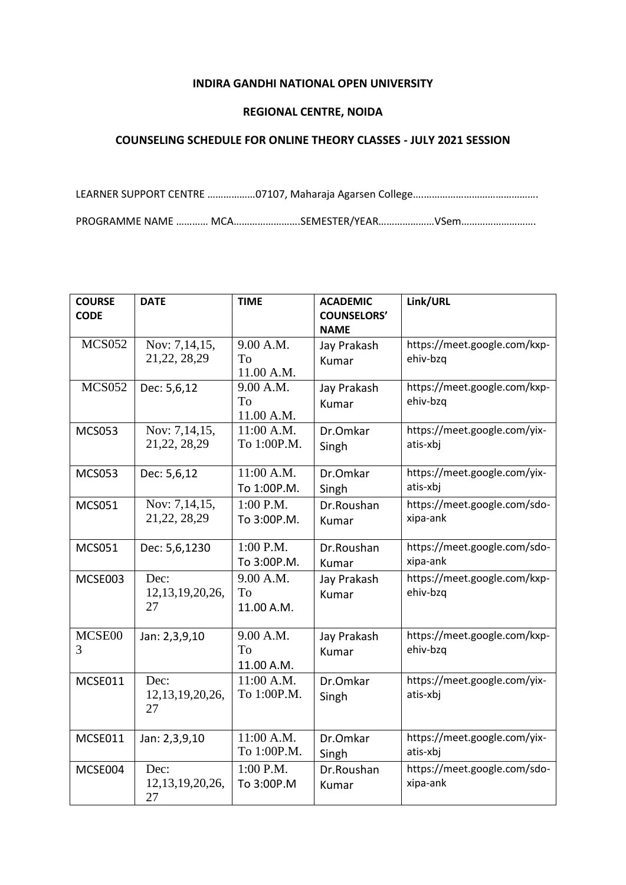**INDIRA GANDHI NATIONAL OPEN UNIVERSITY**

**REGIONAL CENTRE, NOIDA**

**COUNSELING SCHEDULE FOR ONLINE THEORY CLASSES - JULY 2021 SESSION**

LEARNER SUPPORT CENTRE ………………07107, Maharaja Agarsen College……………………………………….

PROGRAMME NAME ………… MCA…………………….SEMESTER/YEAR…………………VSem……………………….

| COURSE CODE | DATE | TIME | ACADEMIC COUNSELORS' NAME | Link/URL |
|---|---|---|---|---|
| MCS052 | Nov: 7,14,15, 21,22, 28,29 | 9.00 A.M. To 11.00 A.M. | Jay Prakash Kumar | https://meet.google.com/kxp-ehiv-bzq |
| MCS052 | Dec: 5,6,12 | 9.00 A.M. To 11.00 A.M. | Jay Prakash Kumar | https://meet.google.com/kxp-ehiv-bzq |
| MCS053 | Nov: 7,14,15, 21,22, 28,29 | 11:00 A.M. To 1:00P.M. | Dr.Omkar Singh | https://meet.google.com/yix-atis-xbj |
| MCS053 | Dec: 5,6,12 | 11:00 A.M. To 1:00P.M. | Dr.Omkar Singh | https://meet.google.com/yix-atis-xbj |
| MCS051 | Nov: 7,14,15, 21,22, 28,29 | 1:00 P.M. To 3:00P.M. | Dr.Roushan Kumar | https://meet.google.com/sdo-xipa-ank |
| MCS051 | Dec: 5,6,1230 | 1:00 P.M. To 3:00P.M. | Dr.Roushan Kumar | https://meet.google.com/sdo-xipa-ank |
| MCSE003 | Dec: 12,13,19,20,26, 27 | 9.00 A.M. To 11.00 A.M. | Jay Prakash Kumar | https://meet.google.com/kxp-ehiv-bzq |
| MCSE003 | Jan: 2,3,9,10 | 9.00 A.M. To 11.00 A.M. | Jay Prakash Kumar | https://meet.google.com/kxp-ehiv-bzq |
| MCSE011 | Dec: 12,13,19,20,26, 27 | 11:00 A.M. To 1:00P.M. | Dr.Omkar Singh | https://meet.google.com/yix-atis-xbj |
| MCSE011 | Jan: 2,3,9,10 | 11:00 A.M. To 1:00P.M. | Dr.Omkar Singh | https://meet.google.com/yix-atis-xbj |
| MCSE004 | Dec: 12,13,19,20,26, 27 | 1:00 P.M. To 3:00P.M | Dr.Roushan Kumar | https://meet.google.com/sdo-xipa-ank |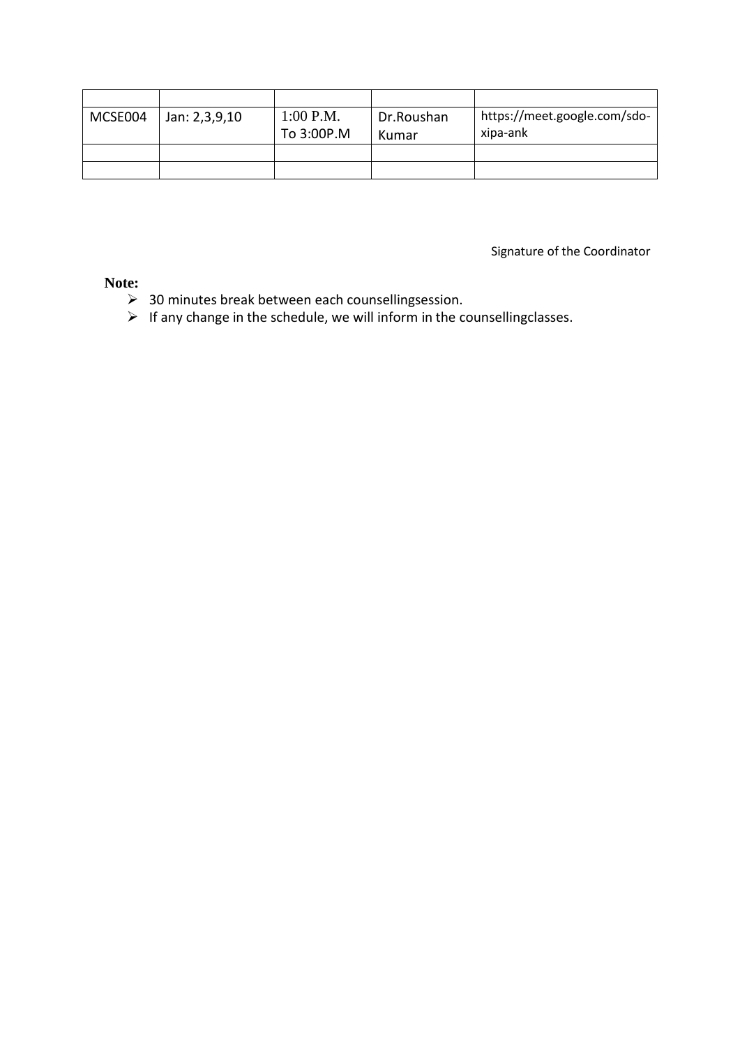| | | | | |
|---|---|---|---|---|
| | | | | |
| MCSE004 | Jan: 2,3,9,10 | 1:00 P.M. To 3:00P.M | Dr.Roushan Kumar | https://meet.google.com/sdo-xipa-ank |
| | | | | |
| | | | | |

Signature of the Coordinator

**Note:**

- 30 minutes break between each counsellingsession.
- If any change in the schedule, we will inform in the counsellingclasses.